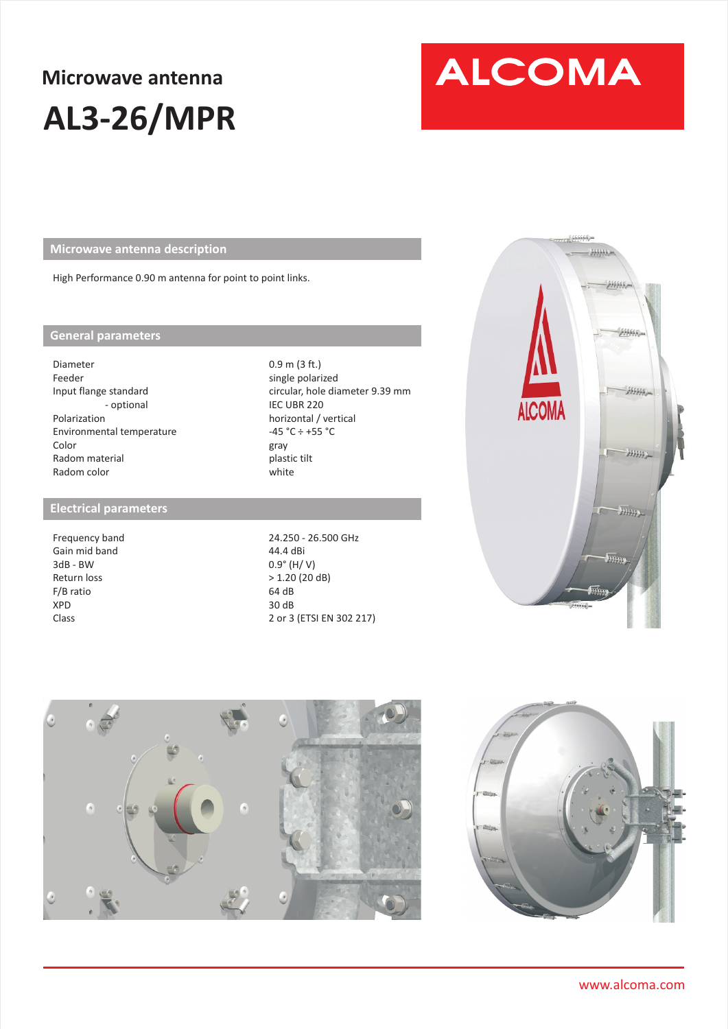## Microwave antenna

# AL3-26/MPR

ALCOMA

### Microwave antenna description

High Performance 0.90 m antenna for point to point links.

### General parameters

| | |
|---|---|
| Diameter | 0.9 m (3 ft.) |
| Feeder | single polarized |
| Input flange standard | circular, hole diameter 9.39 mm |
| - optional | IEC UBR 220 |
| Polarization | horizontal / vertical |
| Environmental temperature | -45 °C ÷ +55 °C |
| Color | gray |
| Radom material | plastic tilt |
| Radom color | white |

### Electrical parameters

| | |
|---|---|
| Frequency band | 24.250 - 26.500 GHz |
| Gain mid band | 44.4 dBi |
| 3dB - BW | 0.9° (H/ V) |
| Return loss | > 1.20 (20 dB) |
| F/B ratio | 64 dB |
| XPD | 30 dB |
| Class | 2 or 3 (ETSI EN 302 217) |

www.alcoma.com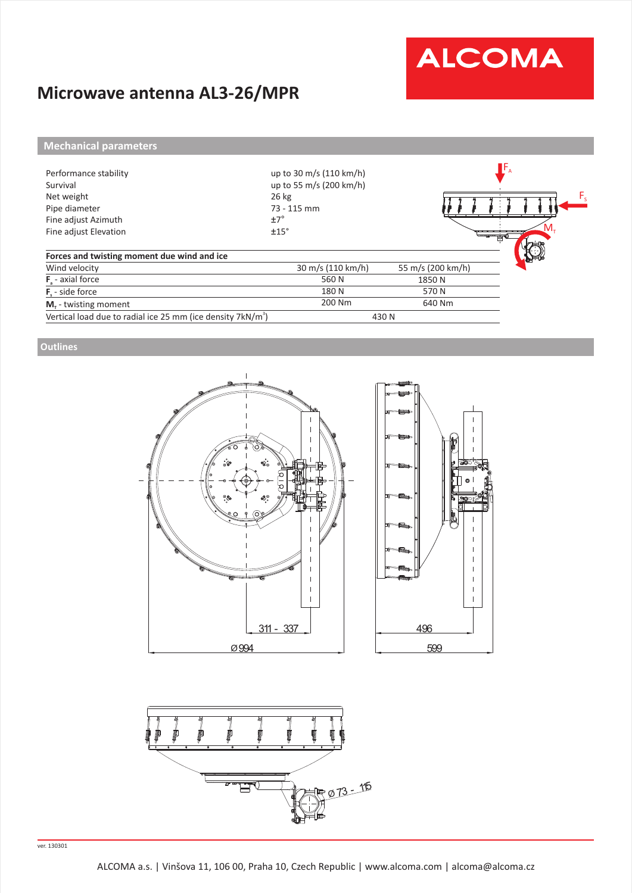# Microwave antenna AL3-26/MPR

## Mechanical parameters

| | |
|---|---|
| Performance stability | up to 30 m/s (110 km/h) |
| Survival | up to 55 m/s (200 km/h) |
| Net weight | 26 kg |
| Pipe diameter | 73 - 115 mm |
| Fine adjust Azimuth | ±7° |
| Fine adjust Elevation | ±15° |

$F_A$

$F_S$

$M_T$

| Forces and twisting moment due wind and ice | | |
|---|---|---|
| Wind velocity | 30 m/s (110 km/h) | 55 m/s (200 km/h) |
| $F_a$ - axial force | 560 N | 1850 N |
| $F_s$ - side force | 180 N | 570 N |
| $M_T$ - twisting moment | 200 Nm | 640 Nm |
| Vertical load due to radial ice 25 mm (ice density 7kN/m$^3$) | 430 N | |

## Outlines

311 - 337

Ø994

496

599

Ø73 - 115

ver. 130301

ALCOMA a.s. | Vinšova 11, 106 00, Praha 10, Czech Republic | www.alcoma.com | alcoma@alcoma.cz